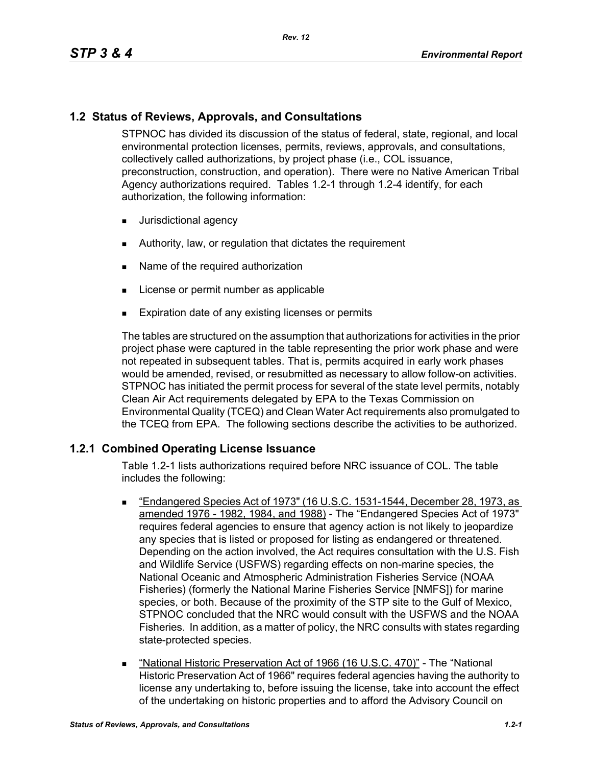## 1.2 Status of Reviews, Approvals, and Consultations

STPNOC has divided its discussion of the status of federal, state, regional, and local environmental protection licenses, permits, reviews, approvals, and consultations, collectively called authorizations, by project phase (i.e., COL issuance, preconstruction, construction, and operation). There were no Native American Tribal Agency authorizations required. Tables 1.2-1 through 1.2-4 identify, for each authorization, the following information:

- Jurisdictional agency
- Authority, law, or regulation that dictates the requirement
- Name of the required authorization
- License or permit number as applicable
- Expiration date of any existing licenses or permits

The tables are structured on the assumption that authorizations for activities in the prior project phase were captured in the table representing the prior work phase and were not repeated in subsequent tables. That is, permits acquired in early work phases would be amended, revised, or resubmitted as necessary to allow follow-on activities. STPNOC has initiated the permit process for several of the state level permits, notably Clean Air Act requirements delegated by EPA to the Texas Commission on Environmental Quality (TCEQ) and Clean Water Act requirements also promulgated to the TCEQ from EPA. The following sections describe the activities to be authorized.

### 1.2.1 Combined Operating License Issuance

Table 1.2-1 lists authorizations required before NRC issuance of COL. The table includes the following:

- "Endangered Species Act of 1973" (16 U.S.C. 1531-1544, December 28, 1973, as amended 1976 - 1982, 1984, and 1988) - The "Endangered Species Act of 1973" requires federal agencies to ensure that agency action is not likely to jeopardize any species that is listed or proposed for listing as endangered or threatened. Depending on the action involved, the Act requires consultation with the U.S. Fish and Wildlife Service (USFWS) regarding effects on non-marine species, the National Oceanic and Atmospheric Administration Fisheries Service (NOAA Fisheries) (formerly the National Marine Fisheries Service [NMFS]) for marine species, or both. Because of the proximity of the STP site to the Gulf of Mexico, STPNOC concluded that the NRC would consult with the USFWS and the NOAA Fisheries. In addition, as a matter of policy, the NRC consults with states regarding state-protected species.
- "National Historic Preservation Act of 1966 (16 U.S.C. 470)" - The "National Historic Preservation Act of 1966" requires federal agencies having the authority to license any undertaking to, before issuing the license, take into account the effect of the undertaking on historic properties and to afford the Advisory Council on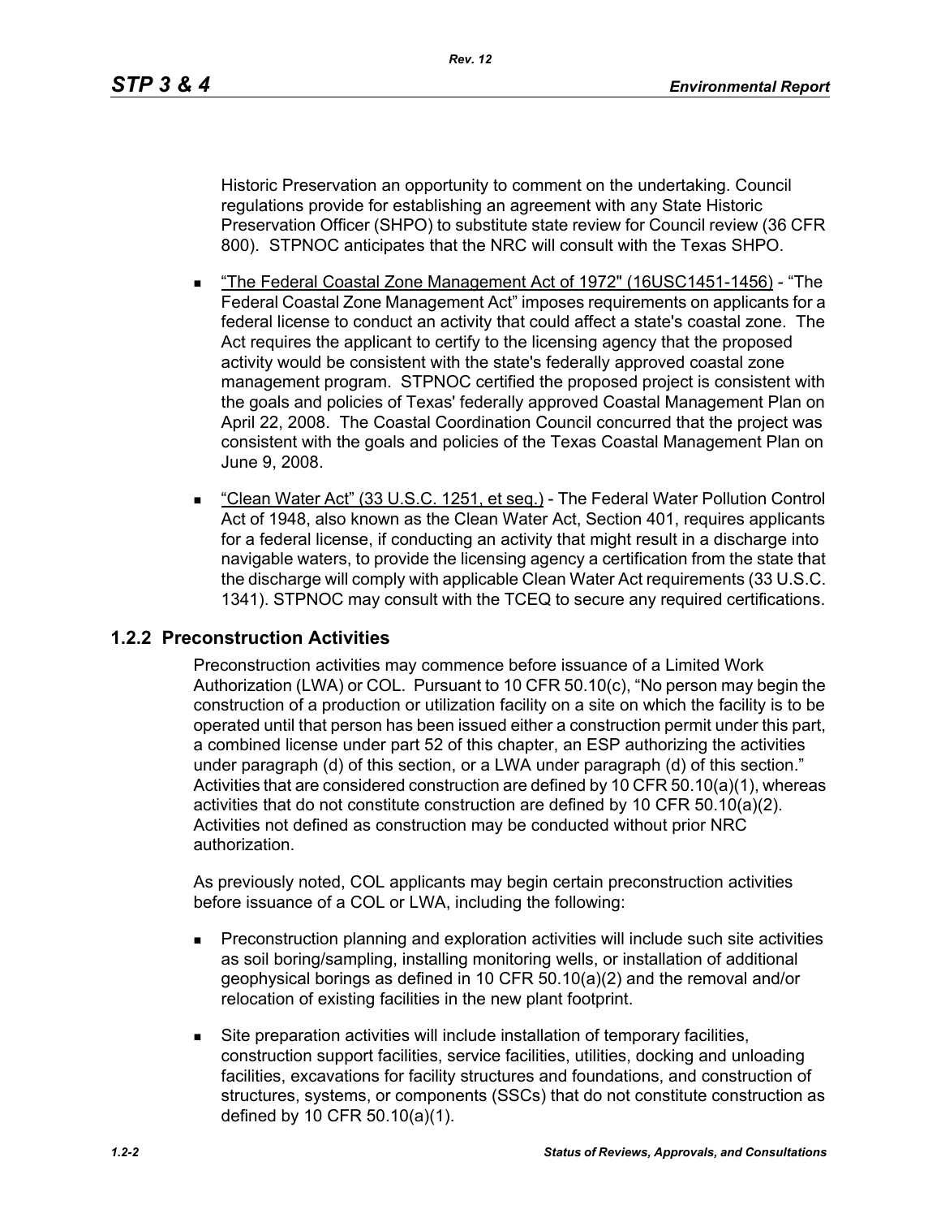Historic Preservation an opportunity to comment on the undertaking. Council regulations provide for establishing an agreement with any State Historic Preservation Officer (SHPO) to substitute state review for Council review (36 CFR 800). STPNOC anticipates that the NRC will consult with the Texas SHPO.

- "The Federal Coastal Zone Management Act of 1972" (16USC1451-1456) - "The Federal Coastal Zone Management Act" imposes requirements on applicants for a federal license to conduct an activity that could affect a state's coastal zone. The Act requires the applicant to certify to the licensing agency that the proposed activity would be consistent with the state's federally approved coastal zone management program. STPNOC certified the proposed project is consistent with the goals and policies of Texas' federally approved Coastal Management Plan on April 22, 2008. The Coastal Coordination Council concurred that the project was consistent with the goals and policies of the Texas Coastal Management Plan on June 9, 2008.

- "Clean Water Act" (33 U.S.C. 1251, et seq.) - The Federal Water Pollution Control Act of 1948, also known as the Clean Water Act, Section 401, requires applicants for a federal license, if conducting an activity that might result in a discharge into navigable waters, to provide the licensing agency a certification from the state that the discharge will comply with applicable Clean Water Act requirements (33 U.S.C. 1341). STPNOC may consult with the TCEQ to secure any required certifications.

### 1.2.2 Preconstruction Activities

Preconstruction activities may commence before issuance of a Limited Work Authorization (LWA) or COL. Pursuant to 10 CFR 50.10(c), "No person may begin the construction of a production or utilization facility on a site on which the facility is to be operated until that person has been issued either a construction permit under this part, a combined license under part 52 of this chapter, an ESP authorizing the activities under paragraph (d) of this section, or a LWA under paragraph (d) of this section." Activities that are considered construction are defined by 10 CFR 50.10(a)(1), whereas activities that do not constitute construction are defined by 10 CFR 50.10(a)(2). Activities not defined as construction may be conducted without prior NRC authorization.

As previously noted, COL applicants may begin certain preconstruction activities before issuance of a COL or LWA, including the following:

- Preconstruction planning and exploration activities will include such site activities as soil boring/sampling, installing monitoring wells, or installation of additional geophysical borings as defined in 10 CFR 50.10(a)(2) and the removal and/or relocation of existing facilities in the new plant footprint.

- Site preparation activities will include installation of temporary facilities, construction support facilities, service facilities, utilities, docking and unloading facilities, excavations for facility structures and foundations, and construction of structures, systems, or components (SSCs) that do not constitute construction as defined by 10 CFR 50.10(a)(1).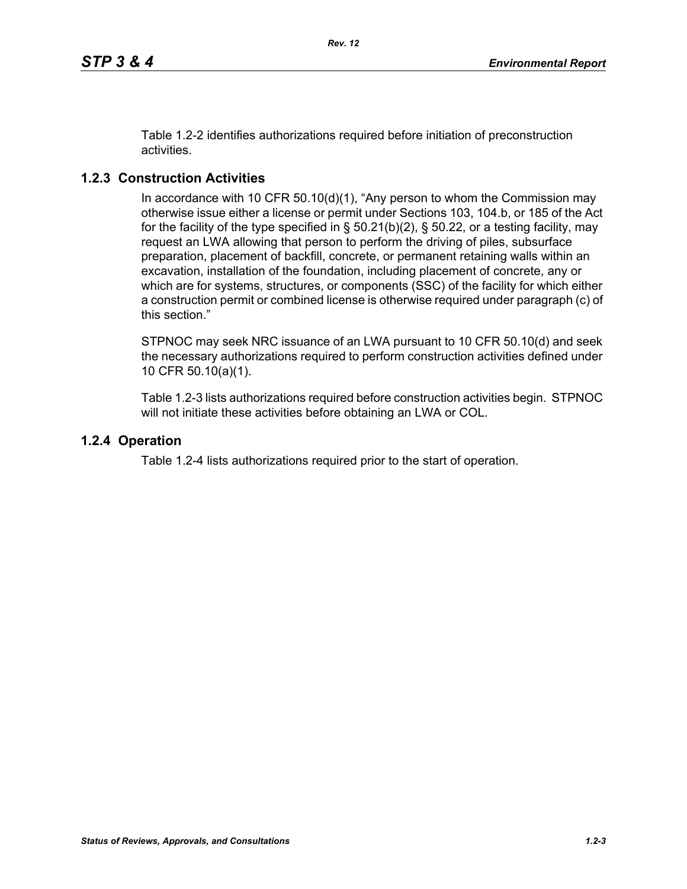Table 1.2-2 identifies authorizations required before initiation of preconstruction activities.

### 1.2.3 Construction Activities

In accordance with 10 CFR 50.10(d)(1), "Any person to whom the Commission may otherwise issue either a license or permit under Sections 103, 104.b, or 185 of the Act for the facility of the type specified in § 50.21(b)(2), § 50.22, or a testing facility, may request an LWA allowing that person to perform the driving of piles, subsurface preparation, placement of backfill, concrete, or permanent retaining walls within an excavation, installation of the foundation, including placement of concrete, any or which are for systems, structures, or components (SSC) of the facility for which either a construction permit or combined license is otherwise required under paragraph (c) of this section."

STPNOC may seek NRC issuance of an LWA pursuant to 10 CFR 50.10(d) and seek the necessary authorizations required to perform construction activities defined under 10 CFR 50.10(a)(1).

Table 1.2-3 lists authorizations required before construction activities begin. STPNOC will not initiate these activities before obtaining an LWA or COL.

### 1.2.4 Operation

Table 1.2-4 lists authorizations required prior to the start of operation.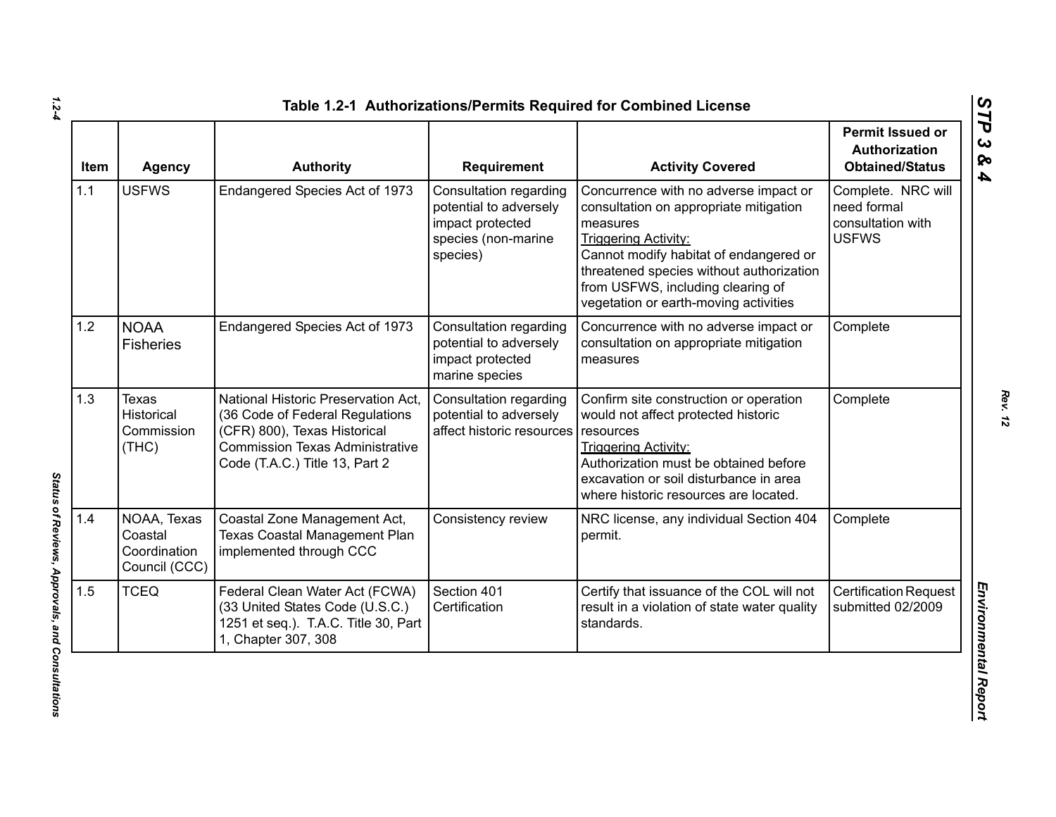## Table 1.2-1 Authorizations/Permits Required for Combined License

| Item | Agency | Authority | Requirement | Activity Covered | Permit Issued or Authorization Obtained/Status |
|---|---|---|---|---|---|
| 1.1 | USFWS | Endangered Species Act of 1973 | Consultation regarding potential to adversely impact protected species (non-marine species) | Concurrence with no adverse impact or consultation on appropriate mitigation measures<br>Triggering Activity:<br>Cannot modify habitat of endangered or threatened species without authorization from USFWS, including clearing of vegetation or earth-moving activities | Complete. NRC will need formal consultation with USFWS |
| 1.2 | NOAA Fisheries | Endangered Species Act of 1973 | Consultation regarding potential to adversely impact protected marine species | Concurrence with no adverse impact or consultation on appropriate mitigation measures | Complete |
| 1.3 | Texas Historical Commission (THC) | National Historic Preservation Act, (36 Code of Federal Regulations (CFR) 800), Texas Historical Commission Texas Administrative Code (T.A.C.) Title 13, Part 2 | Consultation regarding potential to adversely affect historic resources | Confirm site construction or operation would not affect protected historic resources<br>Triggering Activity:<br>Authorization must be obtained before excavation or soil disturbance in area where historic resources are located. | Complete |
| 1.4 | NOAA, Texas Coastal Coordination Council (CCC) | Coastal Zone Management Act, Texas Coastal Management Plan implemented through CCC | Consistency review | NRC license, any individual Section 404 permit. | Complete |
| 1.5 | TCEQ | Federal Clean Water Act (FCWA) (33 United States Code (U.S.C.) 1251 et seq.). T.A.C. Title 30, Part 1, Chapter 307, 308 | Section 401 Certification | Certify that issuance of the COL will not result in a violation of state water quality standards. | Certification Request submitted 02/2009 |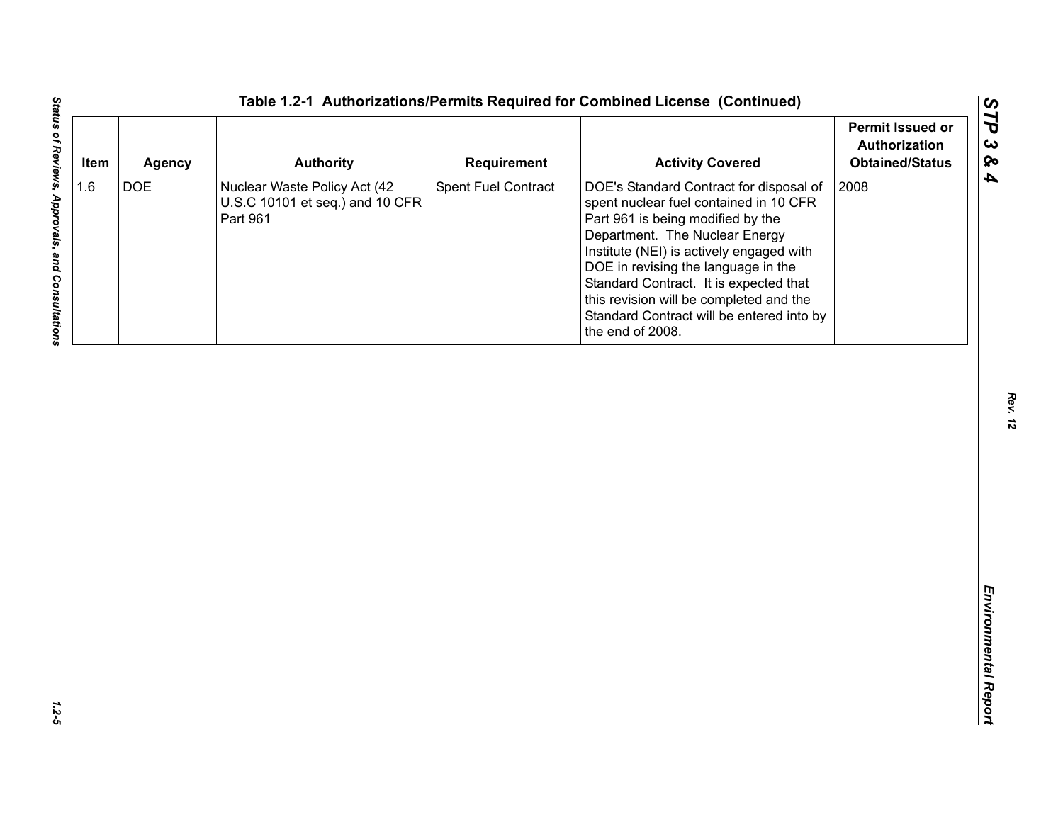**Table 1.2-1 Authorizations/Permits Required for Combined License (Continued)**

| Item | Agency | Authority | Requirement | Activity Covered | Permit Issued or Authorization Obtained/Status |
|---|---|---|---|---|---|
| 1.6 | DOE | Nuclear Waste Policy Act (42 U.S.C 10101 et seq.) and 10 CFR Part 961 | Spent Fuel Contract | DOE's Standard Contract for disposal of spent nuclear fuel contained in 10 CFR Part 961 is being modified by the Department. The Nuclear Energy Institute (NEI) is actively engaged with DOE in revising the language in the Standard Contract. It is expected that this revision will be completed and the Standard Contract will be entered into by the end of 2008. | 2008 |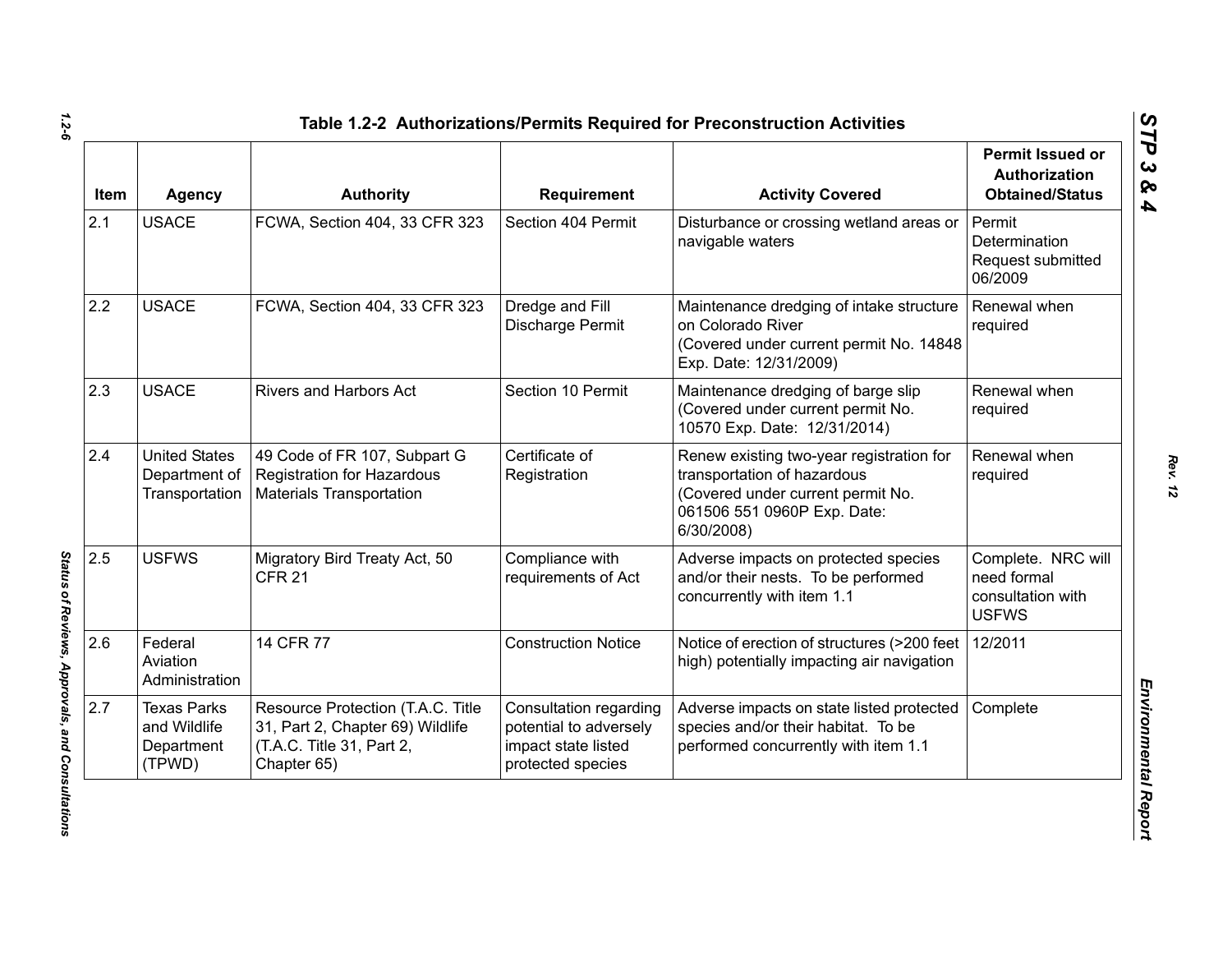## Table 1.2-2 Authorizations/Permits Required for Preconstruction Activities

| Item | Agency | Authority | Requirement | Activity Covered | Permit Issued or Authorization Obtained/Status |
|---|---|---|---|---|---|
| 2.1 | USACE | FCWA, Section 404, 33 CFR 323 | Section 404 Permit | Disturbance or crossing wetland areas or navigable waters | Permit Determination Request submitted 06/2009 |
| 2.2 | USACE | FCWA, Section 404, 33 CFR 323 | Dredge and Fill Discharge Permit | Maintenance dredging of intake structure on Colorado River (Covered under current permit No. 14848 Exp. Date: 12/31/2009) | Renewal when required |
| 2.3 | USACE | Rivers and Harbors Act | Section 10 Permit | Maintenance dredging of barge slip (Covered under current permit No. 10570 Exp. Date: 12/31/2014) | Renewal when required |
| 2.4 | United States Department of Transportation | 49 Code of FR 107, Subpart G Registration for Hazardous Materials Transportation | Certificate of Registration | Renew existing two-year registration for transportation of hazardous (Covered under current permit No. 061506 551 0960P Exp. Date: 6/30/2008) | Renewal when required |
| 2.5 | USFWS | Migratory Bird Treaty Act, 50 CFR 21 | Compliance with requirements of Act | Adverse impacts on protected species and/or their nests. To be performed concurrently with item 1.1 | Complete. NRC will need formal consultation with USFWS |
| 2.6 | Federal Aviation Administration | 14 CFR 77 | Construction Notice | Notice of erection of structures (>200 feet high) potentially impacting air navigation | 12/2011 |
| 2.7 | Texas Parks and Wildlife Department (TPWD) | Resource Protection (T.A.C. Title 31, Part 2, Chapter 69) Wildlife (T.A.C. Title 31, Part 2, Chapter 65) | Consultation regarding potential to adversely impact state listed protected species | Adverse impacts on state listed protected species and/or their habitat. To be performed concurrently with item 1.1 | Complete |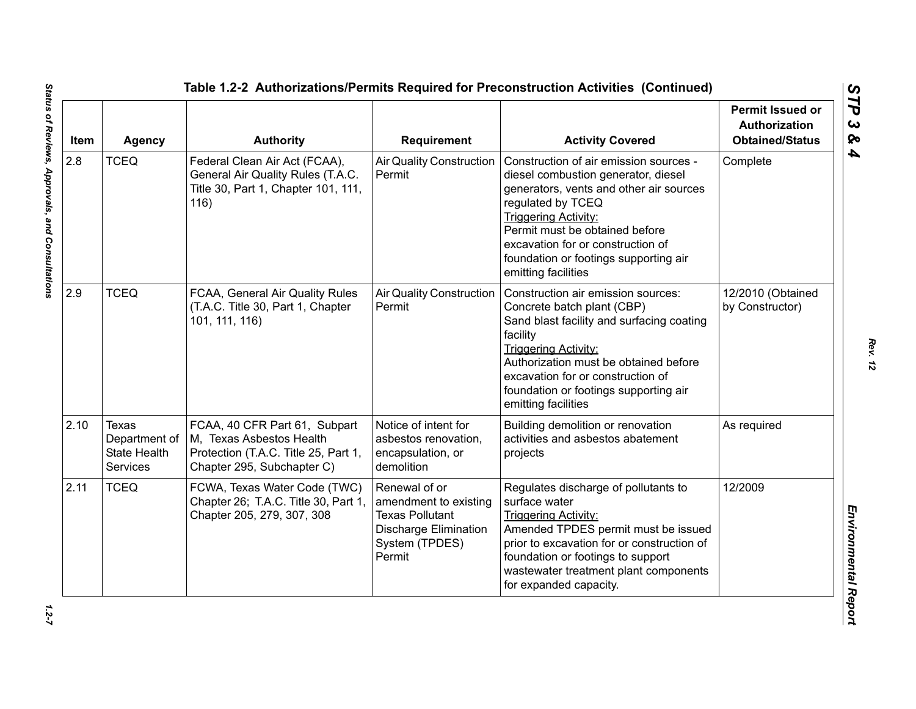**Table 1.2-2 Authorizations/Permits Required for Preconstruction Activities (Continued)**

| Item | Agency | Authority | Requirement | Activity Covered | Permit Issued or Authorization Obtained/Status |
|---|---|---|---|---|---|
| 2.8 | TCEQ | Federal Clean Air Act (FCAA), General Air Quality Rules (T.A.C. Title 30, Part 1, Chapter 101, 111, 116) | Air Quality Construction Permit | Construction of air emission sources - diesel combustion generator, diesel generators, vents and other air sources regulated by TCEQ<br>Triggering Activity:<br>Permit must be obtained before excavation for or construction of foundation or footings supporting air emitting facilities | Complete |
| 2.9 | TCEQ | FCAA, General Air Quality Rules (T.A.C. Title 30, Part 1, Chapter 101, 111, 116) | Air Quality Construction Permit | Construction air emission sources:<br>Concrete batch plant (CBP)<br>Sand blast facility and surfacing coating facility<br>Triggering Activity:<br>Authorization must be obtained before excavation for or construction of foundation or footings supporting air emitting facilities | 12/2010 (Obtained by Constructor) |
| 2.10 | Texas Department of State Health Services | FCAA, 40 CFR Part 61, Subpart M, Texas Asbestos Health Protection (T.A.C. Title 25, Part 1, Chapter 295, Subchapter C) | Notice of intent for asbestos renovation, encapsulation, or demolition | Building demolition or renovation activities and asbestos abatement projects | As required |
| 2.11 | TCEQ | FCWA, Texas Water Code (TWC) Chapter 26; T.A.C. Title 30, Part 1, Chapter 205, 279, 307, 308 | Renewal of or amendment to existing Texas Pollutant Discharge Elimination System (TPDES) Permit | Regulates discharge of pollutants to surface water<br>Triggering Activity:<br>Amended TPDES permit must be issued prior to excavation for or construction of foundation or footings to support wastewater treatment plant components for expanded capacity. | 12/2009 |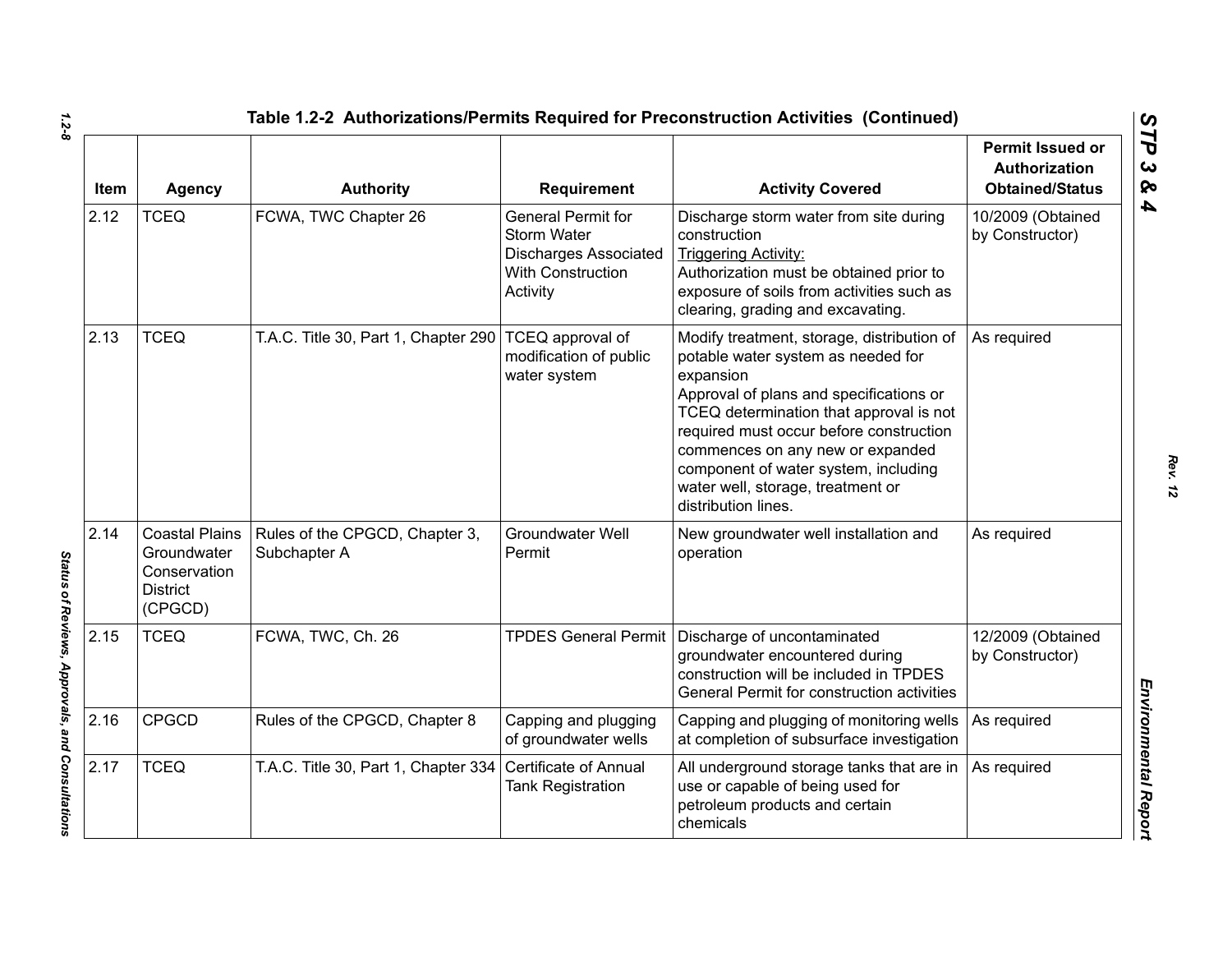**Table 1.2-2 Authorizations/Permits Required for Preconstruction Activities (Continued)**

| Item | Agency | Authority | Requirement | Activity Covered | Permit Issued or Authorization Obtained/Status |
|---|---|---|---|---|---|
| 2.12 | TCEQ | FCWA, TWC Chapter 26 | General Permit for Storm Water Discharges Associated With Construction Activity | Discharge storm water from site during construction<br>Triggering Activity:<br>Authorization must be obtained prior to exposure of soils from activities such as clearing, grading and excavating. | 10/2009 (Obtained by Constructor) |
| 2.13 | TCEQ | T.A.C. Title 30, Part 1, Chapter 290 | TCEQ approval of modification of public water system | Modify treatment, storage, distribution of potable water system as needed for expansion<br>Approval of plans and specifications or TCEQ determination that approval is not required must occur before construction commences on any new or expanded component of water system, including water well, storage, treatment or distribution lines. | As required |
| 2.14 | Coastal Plains Groundwater Conservation District (CPGCD) | Rules of the CPGCD, Chapter 3, Subchapter A | Groundwater Well Permit | New groundwater well installation and operation | As required |
| 2.15 | TCEQ | FCWA, TWC, Ch. 26 | TPDES General Permit | Discharge of uncontaminated groundwater encountered during construction will be included in TPDES General Permit for construction activities | 12/2009 (Obtained by Constructor) |
| 2.16 | CPGCD | Rules of the CPGCD, Chapter 8 | Capping and plugging of groundwater wells | Capping and plugging of monitoring wells at completion of subsurface investigation | As required |
| 2.17 | TCEQ | T.A.C. Title 30, Part 1, Chapter 334 | Certificate of Annual Tank Registration | All underground storage tanks that are in use or capable of being used for petroleum products and certain chemicals | As required |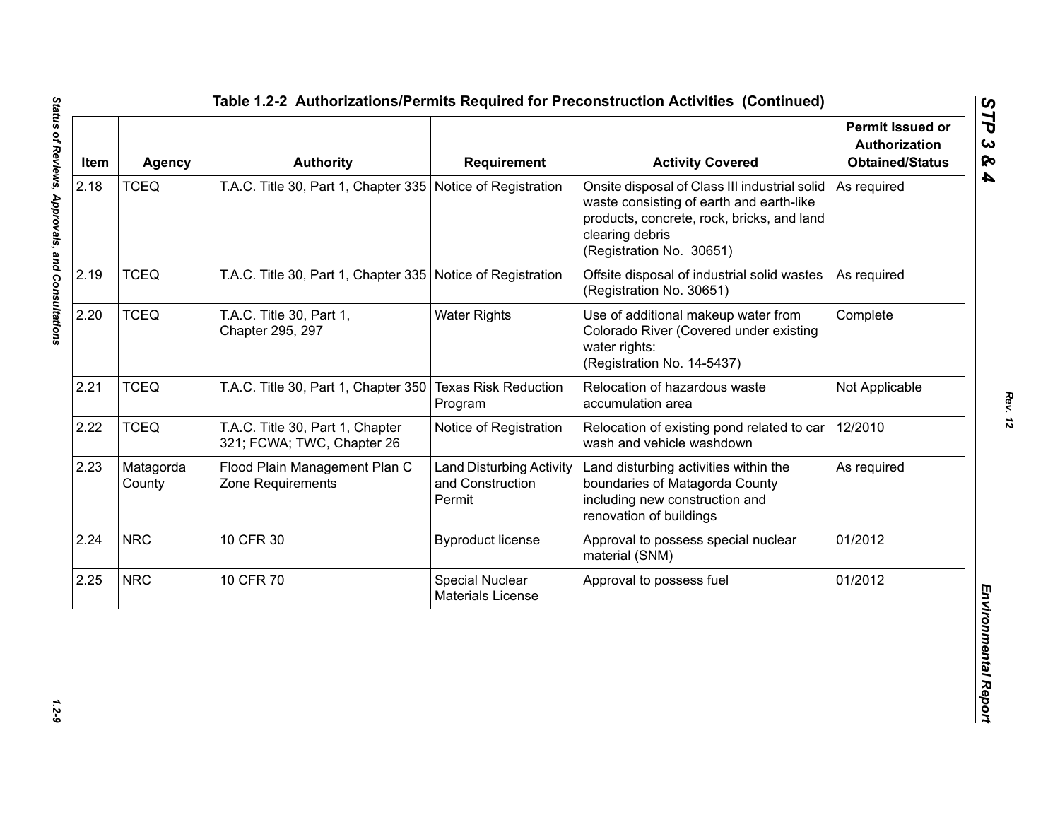## Table 1.2-2 Authorizations/Permits Required for Preconstruction Activities (Continued)

| Item | Agency | Authority | Requirement | Activity Covered | Permit Issued or Authorization Obtained/Status |
|---|---|---|---|---|---|
| 2.18 | TCEQ | T.A.C. Title 30, Part 1, Chapter 335 | Notice of Registration | Onsite disposal of Class III industrial solid waste consisting of earth and earth-like products, concrete, rock, bricks, and land clearing debris (Registration No. 30651) | As required |
| 2.19 | TCEQ | T.A.C. Title 30, Part 1, Chapter 335 | Notice of Registration | Offsite disposal of industrial solid wastes (Registration No. 30651) | As required |
| 2.20 | TCEQ | T.A.C. Title 30, Part 1, Chapter 295, 297 | Water Rights | Use of additional makeup water from Colorado River (Covered under existing water rights: (Registration No. 14-5437) | Complete |
| 2.21 | TCEQ | T.A.C. Title 30, Part 1, Chapter 350 | Texas Risk Reduction Program | Relocation of hazardous waste accumulation area | Not Applicable |
| 2.22 | TCEQ | T.A.C. Title 30, Part 1, Chapter 321; FCWA; TWC, Chapter 26 | Notice of Registration | Relocation of existing pond related to car wash and vehicle washdown | 12/2010 |
| 2.23 | Matagorda County | Flood Plain Management Plan C Zone Requirements | Land Disturbing Activity and Construction Permit | Land disturbing activities within the boundaries of Matagorda County including new construction and renovation of buildings | As required |
| 2.24 | NRC | 10 CFR 30 | Byproduct license | Approval to possess special nuclear material (SNM) | 01/2012 |
| 2.25 | NRC | 10 CFR 70 | Special Nuclear Materials License | Approval to possess fuel | 01/2012 |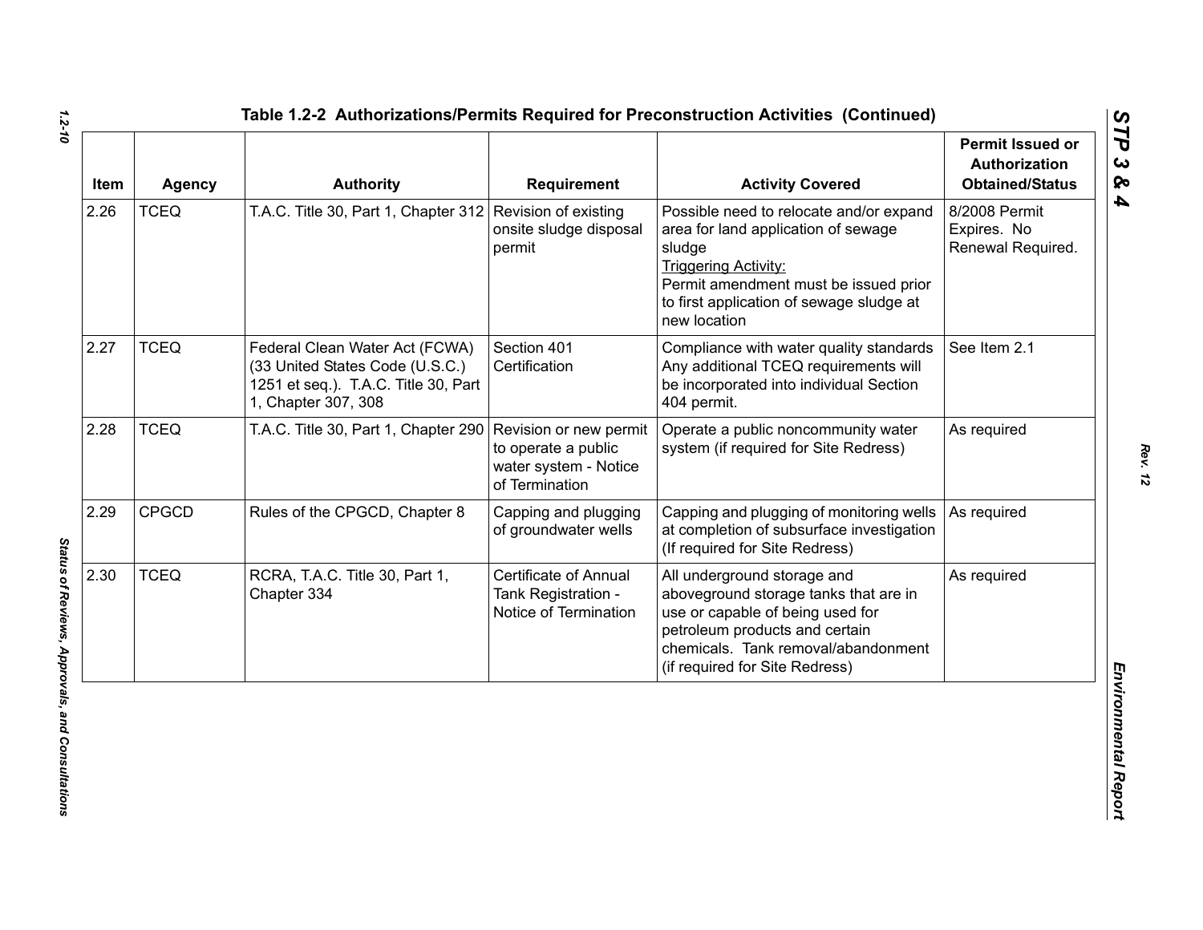**Table 1.2-2 Authorizations/Permits Required for Preconstruction Activities (Continued)**

| Item | Agency | Authority | Requirement | Activity Covered | Permit Issued or Authorization Obtained/Status |
|---|---|---|---|---|---|
| 2.26 | TCEQ | T.A.C. Title 30, Part 1, Chapter 312 | Revision of existing onsite sludge disposal permit | Possible need to relocate and/or expand area for land application of sewage sludge<br>Triggering Activity:<br>Permit amendment must be issued prior to first application of sewage sludge at new location | 8/2008 Permit Expires. No Renewal Required. |
| 2.27 | TCEQ | Federal Clean Water Act (FCWA) (33 United States Code (U.S.C.) 1251 et seq.). T.A.C. Title 30, Part 1, Chapter 307, 308 | Section 401 Certification | Compliance with water quality standards Any additional TCEQ requirements will be incorporated into individual Section 404 permit. | See Item 2.1 |
| 2.28 | TCEQ | T.A.C. Title 30, Part 1, Chapter 290 | Revision or new permit to operate a public water system - Notice of Termination | Operate a public noncommunity water system (if required for Site Redress) | As required |
| 2.29 | CPGCD | Rules of the CPGCD, Chapter 8 | Capping and plugging of groundwater wells | Capping and plugging of monitoring wells at completion of subsurface investigation (If required for Site Redress) | As required |
| 2.30 | TCEQ | RCRA, T.A.C. Title 30, Part 1, Chapter 334 | Certificate of Annual Tank Registration - Notice of Termination | All underground storage and aboveground storage tanks that are in use or capable of being used for petroleum products and certain chemicals. Tank removal/abandonment (if required for Site Redress) | As required |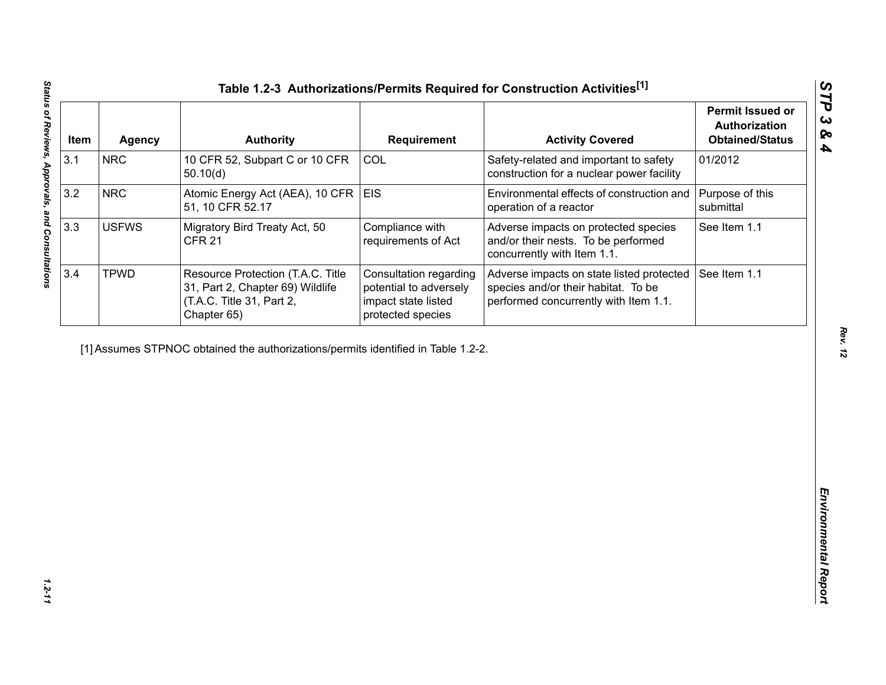# Table 1.2-3 Authorizations/Permits Required for Construction Activities[1]

| Item | Agency | Authority | Requirement | Activity Covered | Permit Issued or Authorization Obtained/Status |
|---|---|---|---|---|---|
| 3.1 | NRC | 10 CFR 52, Subpart C or 10 CFR 50.10(d) | COL | Safety-related and important to safety construction for a nuclear power facility | 01/2012 |
| 3.2 | NRC | Atomic Energy Act (AEA), 10 CFR 51, 10 CFR 52.17 | EIS | Environmental effects of construction and operation of a reactor | Purpose of this submittal |
| 3.3 | USFWS | Migratory Bird Treaty Act, 50 CFR 21 | Compliance with requirements of Act | Adverse impacts on protected species and/or their nests. To be performed concurrently with Item 1.1. | See Item 1.1 |
| 3.4 | TPWD | Resource Protection (T.A.C. Title 31, Part 2, Chapter 69) Wildlife (T.A.C. Title 31, Part 2, Chapter 65) | Consultation regarding potential to adversely impact state listed protected species | Adverse impacts on state listed protected species and/or their habitat. To be performed concurrently with Item 1.1. | See Item 1.1 |

[1] Assumes STPNOC obtained the authorizations/permits identified in Table 1.2-2.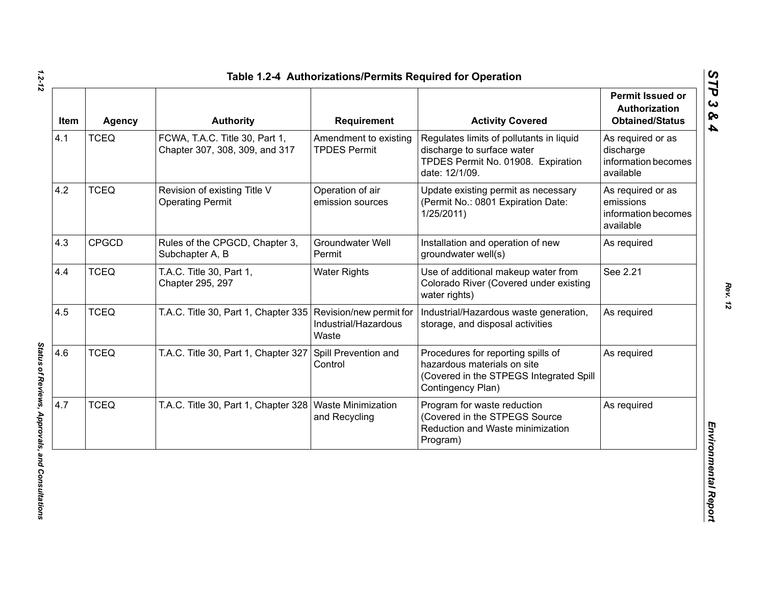## Table 1.2-4 Authorizations/Permits Required for Operation

| Item | Agency | Authority | Requirement | Activity Covered | Permit Issued or Authorization Obtained/Status |
|---|---|---|---|---|---|
| 4.1 | TCEQ | FCWA, T.A.C. Title 30, Part 1, Chapter 307, 308, 309, and 317 | Amendment to existing TPDES Permit | Regulates limits of pollutants in liquid discharge to surface water TPDES Permit No. 01908. Expiration date: 12/1/09. | As required or as discharge information becomes available |
| 4.2 | TCEQ | Revision of existing Title V Operating Permit | Operation of air emission sources | Update existing permit as necessary (Permit No.: 0801 Expiration Date: 1/25/2011) | As required or as emissions information becomes available |
| 4.3 | CPGCD | Rules of the CPGCD, Chapter 3, Subchapter A, B | Groundwater Well Permit | Installation and operation of new groundwater well(s) | As required |
| 4.4 | TCEQ | T.A.C. Title 30, Part 1, Chapter 295, 297 | Water Rights | Use of additional makeup water from Colorado River (Covered under existing water rights) | See 2.21 |
| 4.5 | TCEQ | T.A.C. Title 30, Part 1, Chapter 335 | Revision/new permit for Industrial/Hazardous Waste | Industrial/Hazardous waste generation, storage, and disposal activities | As required |
| 4.6 | TCEQ | T.A.C. Title 30, Part 1, Chapter 327 | Spill Prevention and Control | Procedures for reporting spills of hazardous materials on site (Covered in the STPEGS Integrated Spill Contingency Plan) | As required |
| 4.7 | TCEQ | T.A.C. Title 30, Part 1, Chapter 328 | Waste Minimization and Recycling | Program for waste reduction (Covered in the STPEGS Source Reduction and Waste minimization Program) | As required |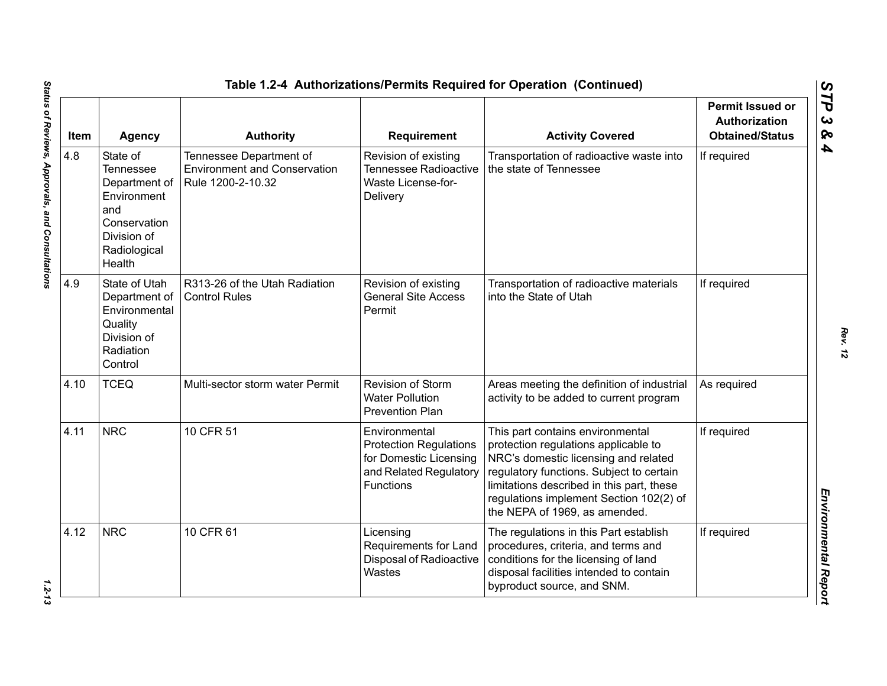## Table 1.2-4 Authorizations/Permits Required for Operation (Continued)

| Item | Agency | Authority | Requirement | Activity Covered | Permit Issued or Authorization Obtained/Status |
|---|---|---|---|---|---|
| 4.8 | State of Tennessee Department of Environment and Conservation Division of Radiological Health | Tennessee Department of Environment and Conservation Rule 1200-2-10.32 | Revision of existing Tennessee Radioactive Waste License-for-Delivery | Transportation of radioactive waste into the state of Tennessee | If required |
| 4.9 | State of Utah Department of Environmental Quality Division of Radiation Control | R313-26 of the Utah Radiation Control Rules | Revision of existing General Site Access Permit | Transportation of radioactive materials into the State of Utah | If required |
| 4.10 | TCEQ | Multi-sector storm water Permit | Revision of Storm Water Pollution Prevention Plan | Areas meeting the definition of industrial activity to be added to current program | As required |
| 4.11 | NRC | 10 CFR 51 | Environmental Protection Regulations for Domestic Licensing and Related Regulatory Functions | This part contains environmental protection regulations applicable to NRC's domestic licensing and related regulatory functions. Subject to certain limitations described in this part, these regulations implement Section 102(2) of the NEPA of 1969, as amended. | If required |
| 4.12 | NRC | 10 CFR 61 | Licensing Requirements for Land Disposal of Radioactive Wastes | The regulations in this Part establish procedures, criteria, and terms and conditions for the licensing of land disposal facilities intended to contain byproduct source, and SNM. | If required |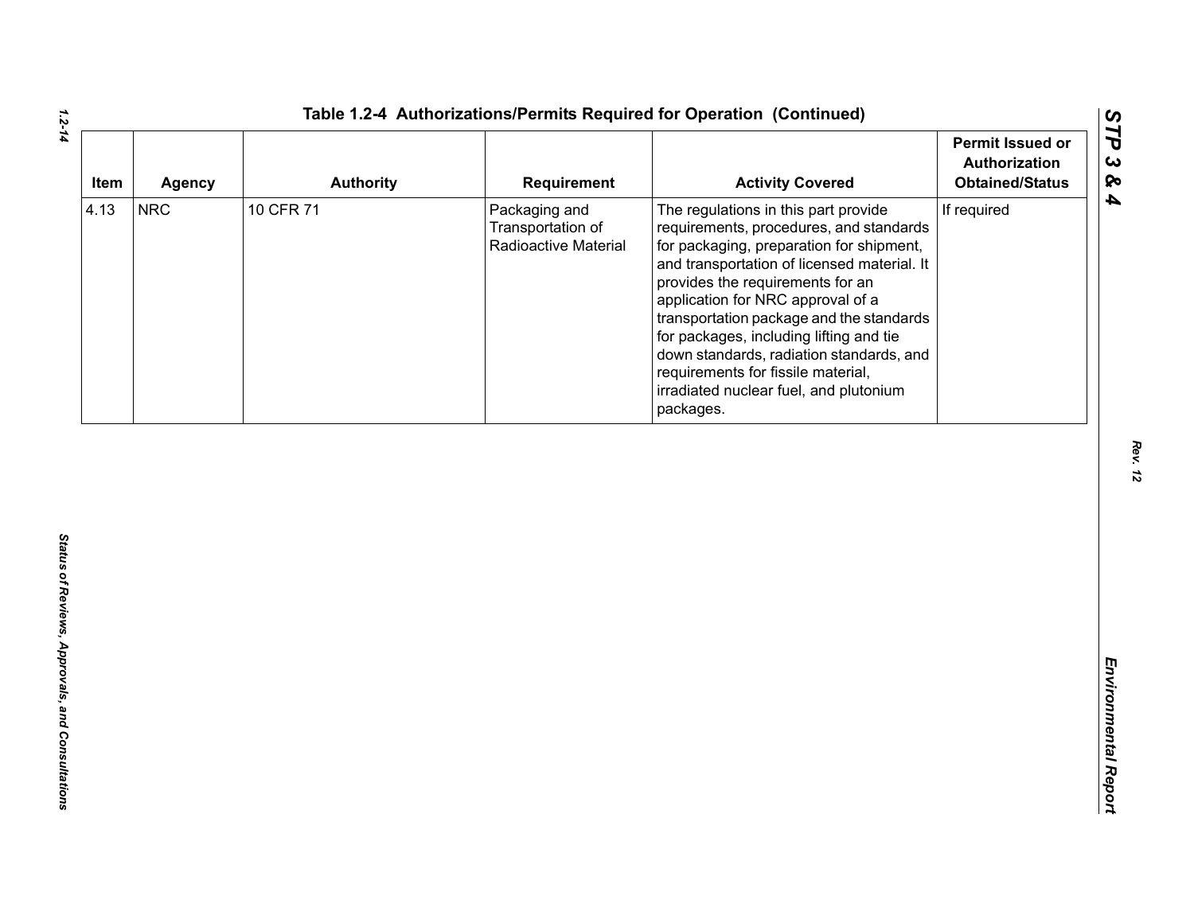Table 1.2-4 Authorizations/Permits Required for Operation (Continued)

| Item | Agency | Authority | Requirement | Activity Covered | Permit Issued or Authorization Obtained/Status |
|---|---|---|---|---|---|
| 4.13 | NRC | 10 CFR 71 | Packaging and Transportation of Radioactive Material | The regulations in this part provide requirements, procedures, and standards for packaging, preparation for shipment, and transportation of licensed material. It provides the requirements for an application for NRC approval of a transportation package and the standards for packages, including lifting and tie down standards, radiation standards, and requirements for fissile material, irradiated nuclear fuel, and plutonium packages. | If required |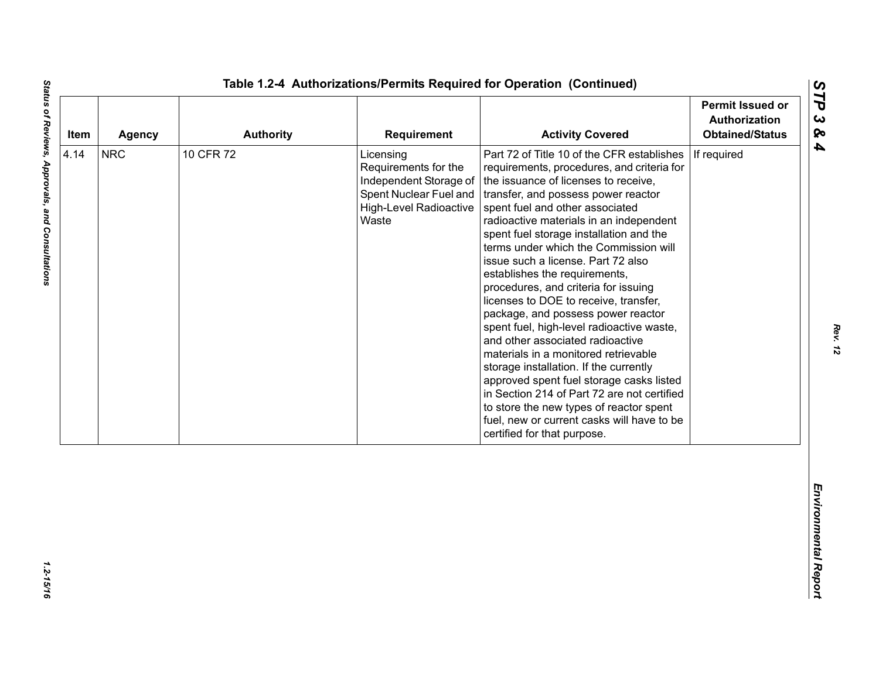**Table 1.2-4 Authorizations/Permits Required for Operation (Continued)**

| Item | Agency | Authority | Requirement | Activity Covered | Permit Issued or Authorization Obtained/Status |
|---|---|---|---|---|---|
| 4.14 | NRC | 10 CFR 72 | Licensing Requirements for the Independent Storage of Spent Nuclear Fuel and High-Level Radioactive Waste | Part 72 of Title 10 of the CFR establishes requirements, procedures, and criteria for the issuance of licenses to receive, transfer, and possess power reactor spent fuel and other associated radioactive materials in an independent spent fuel storage installation and the terms under which the Commission will issue such a license. Part 72 also establishes the requirements, procedures, and criteria for issuing licenses to DOE to receive, transfer, package, and possess power reactor spent fuel, high-level radioactive waste, and other associated radioactive materials in a monitored retrievable storage installation. If the currently approved spent fuel storage casks listed in Section 214 of Part 72 are not certified to store the new types of reactor spent fuel, new or current casks will have to be certified for that purpose. | If required |